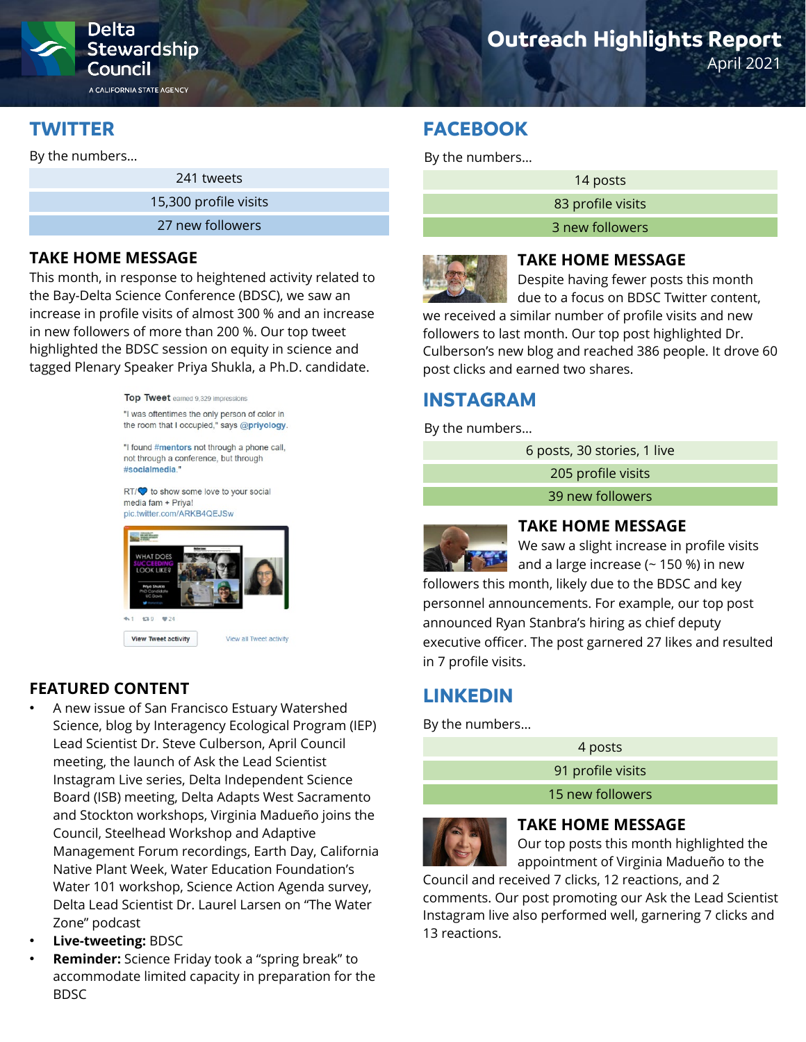Delta Stewardship Council
A CALIFORNIA STATE AGENCY

# Outreach Highlights Report
April 2021

## TWITTER

By the numbers…

| 241 tweets |
|---|
| 15,300 profile visits |
| 27 new followers |

### TAKE HOME MESSAGE

This month, in response to heightened activity related to the Bay-Delta Science Conference (BDSC), we saw an increase in profile visits of almost 300 % and an increase in new followers of more than 200 %. Our top tweet highlighted the BDSC session on equity in science and tagged Plenary Speaker Priya Shukla, a Ph.D. candidate.

**Top Tweet** earned 9,329 impressions

"I was oftentimes the only person of color in the room that I occupied," says @priyology.

"I found #mentors not through a phone call, not through a conference, but through #socialmedia."

RT/💙 to show some love to your social media fam + Priya!
pic.twitter.com/ARKB4QEJSw

### FEATURED CONTENT

- A new issue of San Francisco Estuary Watershed Science, blog by Interagency Ecological Program (IEP) Lead Scientist Dr. Steve Culberson, April Council meeting, the launch of Ask the Lead Scientist Instagram Live series, Delta Independent Science Board (ISB) meeting, Delta Adapts West Sacramento and Stockton workshops, Virginia Madueño joins the Council, Steelhead Workshop and Adaptive Management Forum recordings, Earth Day, California Native Plant Week, Water Education Foundation's Water 101 workshop, Science Action Agenda survey, Delta Lead Scientist Dr. Laurel Larsen on "The Water Zone" podcast
- **Live-tweeting:** BDSC
- **Reminder:** Science Friday took a "spring break" to accommodate limited capacity in preparation for the BDSC

## FACEBOOK

By the numbers…

| 14 posts |
|---|
| 83 profile visits |
| 3 new followers |

### TAKE HOME MESSAGE

Despite having fewer posts this month due to a focus on BDSC Twitter content, we received a similar number of profile visits and new followers to last month. Our top post highlighted Dr. Culberson's new blog and reached 386 people. It drove 60 post clicks and earned two shares.

## INSTAGRAM

By the numbers…

| 6 posts, 30 stories, 1 live |
|---|
| 205 profile visits |
| 39 new followers |

### TAKE HOME MESSAGE

We saw a slight increase in profile visits and a large increase (~ 150 %) in new followers this month, likely due to the BDSC and key personnel announcements. For example, our top post announced Ryan Stanbra's hiring as chief deputy executive officer. The post garnered 27 likes and resulted in 7 profile visits.

## LINKEDIN

By the numbers…

| 4 posts |
|---|
| 91 profile visits |
| 15 new followers |

### TAKE HOME MESSAGE

Our top posts this month highlighted the appointment of Virginia Madueño to the Council and received 7 clicks, 12 reactions, and 2 comments. Our post promoting our Ask the Lead Scientist Instagram live also performed well, garnering 7 clicks and 13 reactions.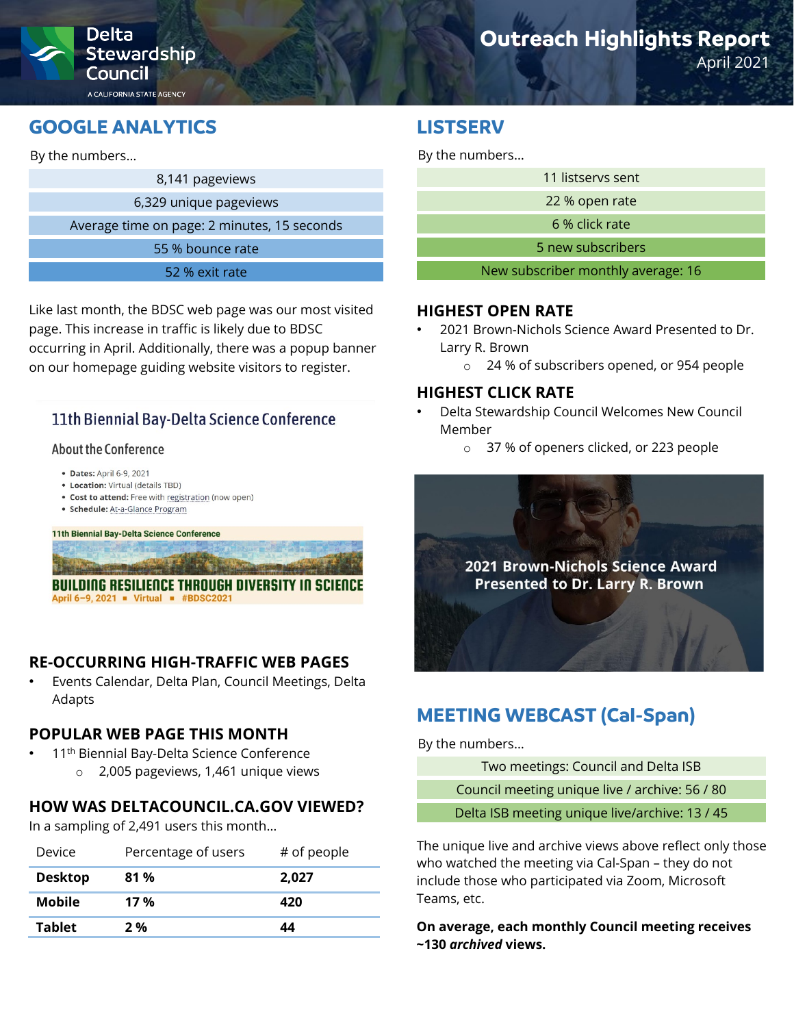# Outreach Highlights Report

April 2021

Delta Stewardship Council

A CALIFORNIA STATE AGENCY

## GOOGLE ANALYTICS

By the numbers…

| |
|---|
| 8,141 pageviews |
| 6,329 unique pageviews |
| Average time on page: 2 minutes, 15 seconds |
| 55 % bounce rate |
| 52 % exit rate |

Like last month, the BDSC web page was our most visited page. This increase in traffic is likely due to BDSC occurring in April. Additionally, there was a popup banner on our homepage guiding website visitors to register.

11th Biennial Bay-Delta Science Conference

About the Conference

- **Dates:** April 6-9, 2021
- **Location:** Virtual (details TBD)
- **Cost to attend:** Free with registration (now open)
- **Schedule:** At-a-Glance Program

11th Biennial Bay-Delta Science Conference

BUILDING RESILIENCE THROUGH DIVERSITY IN SCIENCE

April 6–9, 2021 ▪ Virtual ▪ #BDSC2021

### RE-OCCURRING HIGH-TRAFFIC WEB PAGES

- Events Calendar, Delta Plan, Council Meetings, Delta Adapts

### POPULAR WEB PAGE THIS MONTH

- 11th Biennial Bay-Delta Science Conference
  - 2,005 pageviews, 1,461 unique views

### HOW WAS DELTACOUNCIL.CA.GOV VIEWED?

In a sampling of 2,491 users this month…

| Device | Percentage of users | # of people |
|---|---|---|
| **Desktop** | **81 %** | **2,027** |
| **Mobile** | **17 %** | **420** |
| **Tablet** | **2 %** | **44** |

## LISTSERV

By the numbers…

| |
|---|
| 11 listservs sent |
| 22 % open rate |
| 6 % click rate |
| 5 new subscribers |
| New subscriber monthly average: 16 |

### HIGHEST OPEN RATE

- 2021 Brown-Nichols Science Award Presented to Dr. Larry R. Brown
  - 24 % of subscribers opened, or 954 people

### HIGHEST CLICK RATE

- Delta Stewardship Council Welcomes New Council Member
  - 37 % of openers clicked, or 223 people

2021 Brown-Nichols Science Award Presented to Dr. Larry R. Brown

## MEETING WEBCAST (Cal-Span)

By the numbers…

| |
|---|
| Two meetings: Council and Delta ISB |
| Council meeting unique live / archive: 56 / 80 |
| Delta ISB meeting unique live/archive: 13 / 45 |

The unique live and archive views above reflect only those who watched the meeting via Cal-Span – they do not include those who participated via Zoom, Microsoft Teams, etc.

**On average, each monthly Council meeting receives ~130 *archived* views.**